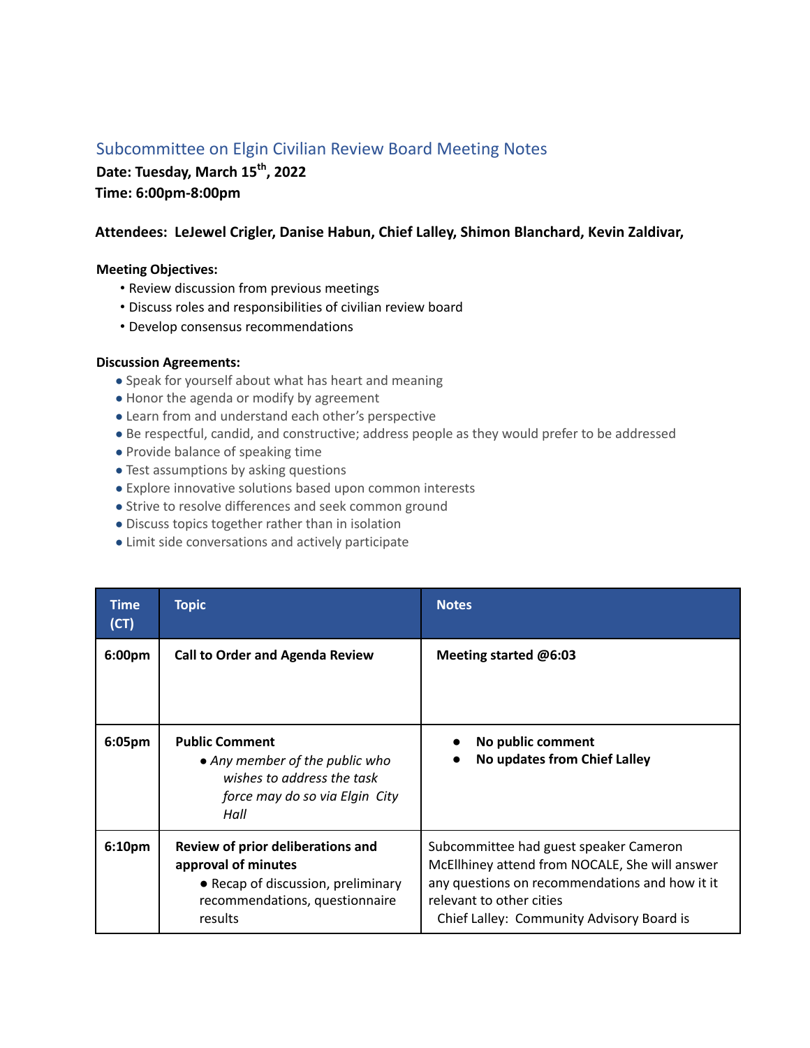## Subcommittee on Elgin Civilian Review Board Meeting Notes

**Date: Tuesday, March 15th, 2022**
**Time: 6:00pm-8:00pm**

**Attendees: LeJewel Crigler, Danise Habun, Chief Lalley, Shimon Blanchard, Kevin Zaldivar,**

**Meeting Objectives:**

- Review discussion from previous meetings
- Discuss roles and responsibilities of civilian review board
- Develop consensus recommendations

**Discussion Agreements:**

- Speak for yourself about what has heart and meaning
- Honor the agenda or modify by agreement
- Learn from and understand each other's perspective
- Be respectful, candid, and constructive; address people as they would prefer to be addressed
- Provide balance of speaking time
- Test assumptions by asking questions
- Explore innovative solutions based upon common interests
- Strive to resolve differences and seek common ground
- Discuss topics together rather than in isolation
- Limit side conversations and actively participate

| Time (CT) | Topic | Notes |
|---|---|---|
| **6:00pm** | **Call to Order and Agenda Review** | **Meeting started @6:03** |
| **6:05pm** | **Public Comment**<br>• *Any member of the public who wishes to address the task force may do so via Elgin City Hall* | • **No public comment**<br>• **No updates from Chief Lalley** |
| **6:10pm** | **Review of prior deliberations and approval of minutes**<br>• Recap of discussion, preliminary recommendations, questionnaire results | Subcommittee had guest speaker Cameron McEllhiney attend from NOCALE, She will answer any questions on recommendations and how it it relevant to other cities<br>Chief Lalley: Community Advisory Board is |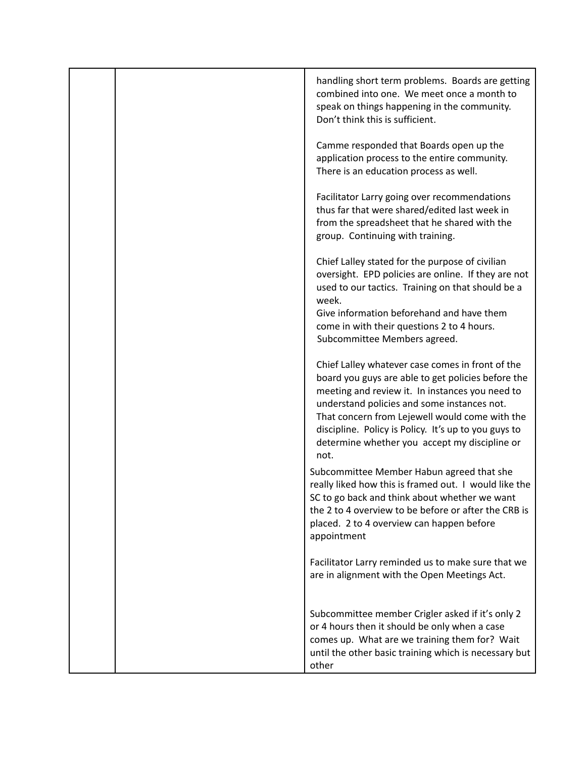|  |  | handling short term problems. Boards are getting combined into one. We meet once a month to speak on things happening in the community. Don't think this is sufficient.<br><br>Camme responded that Boards open up the application process to the entire community. There is an education process as well.<br><br>Facilitator Larry going over recommendations thus far that were shared/edited last week in from the spreadsheet that he shared with the group. Continuing with training.<br><br>Chief Lalley stated for the purpose of civilian oversight. EPD policies are online. If they are not used to our tactics. Training on that should be a week.<br>Give information beforehand and have them come in with their questions 2 to 4 hours.<br>Subcommittee Members agreed.<br><br>Chief Lalley whatever case comes in front of the board you guys are able to get policies before the meeting and review it. In instances you need to understand policies and some instances not. That concern from Lejewell would come with the discipline. Policy is Policy. It's up to you guys to determine whether you accept my discipline or not.<br><br>Subcommittee Member Habun agreed that she really liked how this is framed out. I would like the SC to go back and think about whether we want the 2 to 4 overview to be before or after the CRB is placed. 2 to 4 overview can happen before appointment<br><br>Facilitator Larry reminded us to make sure that we are in alignment with the Open Meetings Act.<br><br>Subcommittee member Crigler asked if it's only 2 or 4 hours then it should be only when a case comes up. What are we training them for? Wait until the other basic training which is necessary but other |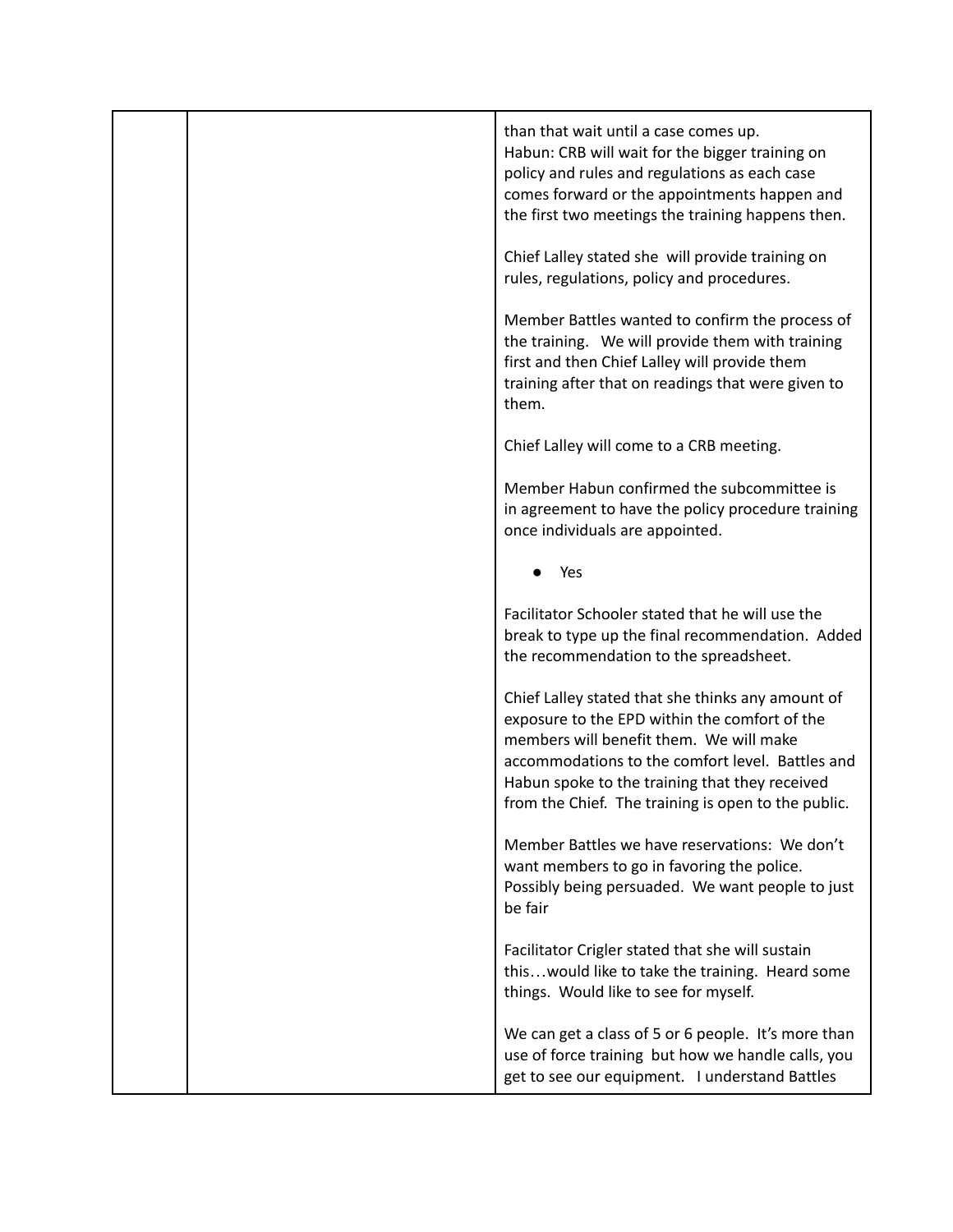| | | |
|---|---|---|
| | | than that wait until a case comes up.<br>Habun: CRB will wait for the bigger training on policy and rules and regulations as each case comes forward or the appointments happen and the first two meetings the training happens then.<br><br>Chief Lalley stated she will provide training on rules, regulations, policy and procedures.<br><br>Member Battles wanted to confirm the process of the training. We will provide them with training first and then Chief Lalley will provide them training after that on readings that were given to them.<br><br>Chief Lalley will come to a CRB meeting.<br><br>Member Habun confirmed the subcommittee is in agreement to have the policy procedure training once individuals are appointed.<br><br>● Yes<br><br>Facilitator Schooler stated that he will use the break to type up the final recommendation. Added the recommendation to the spreadsheet.<br><br>Chief Lalley stated that she thinks any amount of exposure to the EPD within the comfort of the members will benefit them. We will make accommodations to the comfort level. Battles and Habun spoke to the training that they received from the Chief. The training is open to the public.<br><br>Member Battles we have reservations: We don't want members to go in favoring the police. Possibly being persuaded. We want people to just be fair<br><br>Facilitator Crigler stated that she will sustain this…would like to take the training. Heard some things. Would like to see for myself.<br><br>We can get a class of 5 or 6 people. It's more than use of force training but how we handle calls, you get to see our equipment. I understand Battles |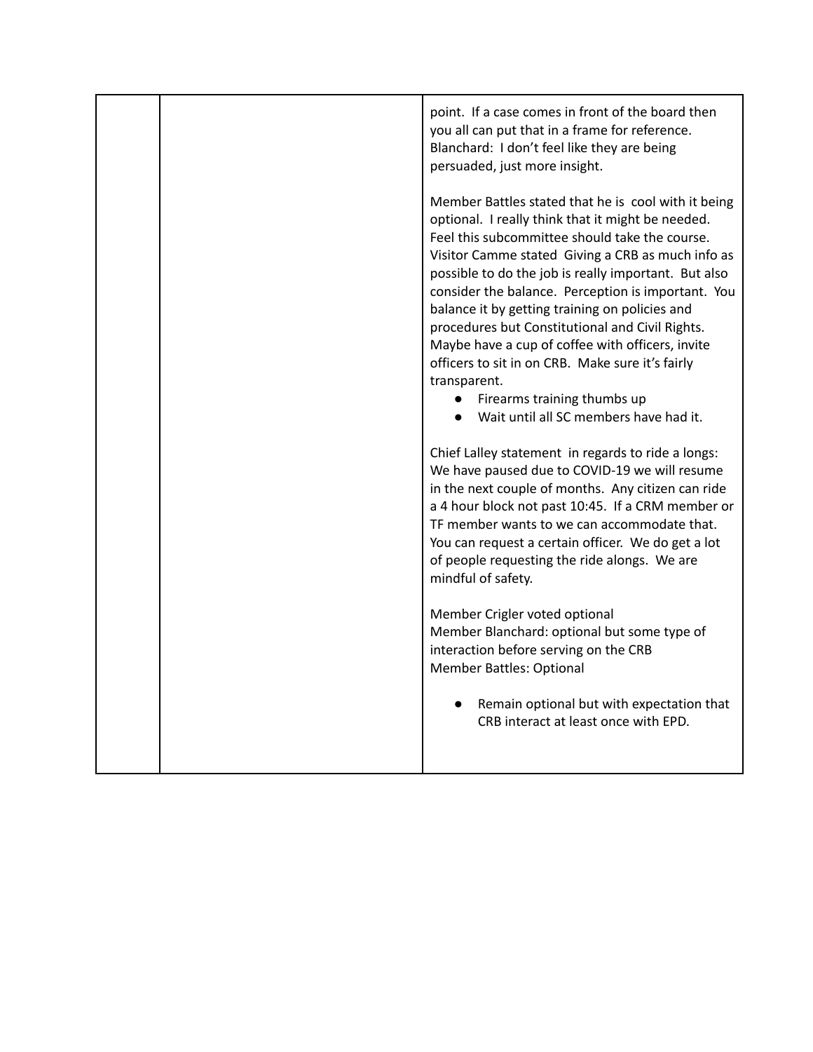| | | |
|---|---|---|
| | | point. If a case comes in front of the board then you all can put that in a frame for reference. Blanchard: I don't feel like they are being persuaded, just more insight.<br><br>Member Battles stated that he is cool with it being optional. I really think that it might be needed. Feel this subcommittee should take the course. Visitor Camme stated Giving a CRB as much info as possible to do the job is really important. But also consider the balance. Perception is important. You balance it by getting training on policies and procedures but Constitutional and Civil Rights. Maybe have a cup of coffee with officers, invite officers to sit in on CRB. Make sure it's fairly transparent.<br>● Firearms training thumbs up<br>● Wait until all SC members have had it.<br><br>Chief Lalley statement in regards to ride a longs: We have paused due to COVID-19 we will resume in the next couple of months. Any citizen can ride a 4 hour block not past 10:45. If a CRM member or TF member wants to we can accommodate that. You can request a certain officer. We do get a lot of people requesting the ride alongs. We are mindful of safety.<br><br>Member Crigler voted optional<br>Member Blanchard: optional but some type of interaction before serving on the CRB<br>Member Battles: Optional<br><br>● Remain optional but with expectation that CRB interact at least once with EPD. |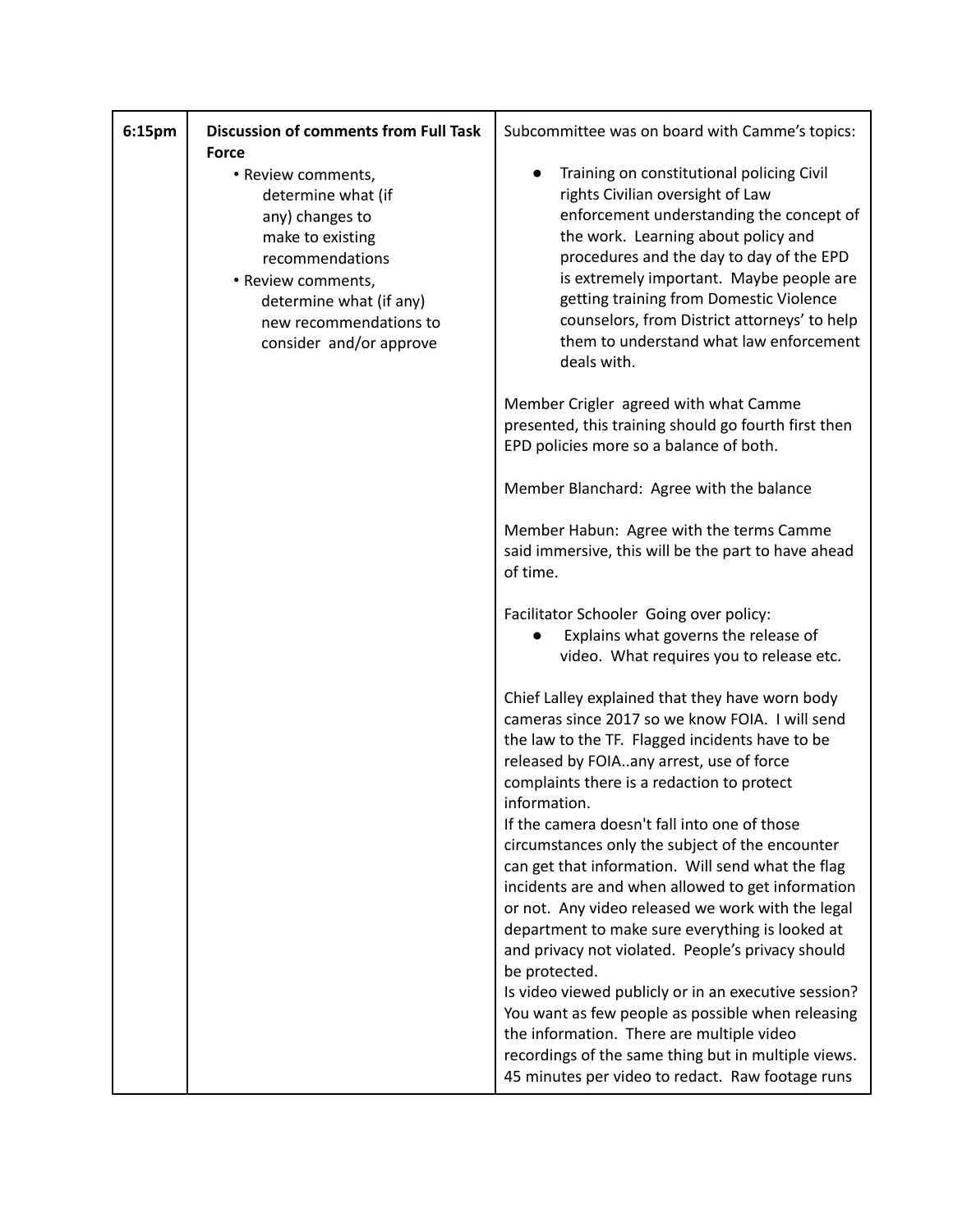| 6:15pm | **Discussion of comments from Full Task Force**<br>• Review comments, determine what (if any) changes to make to existing recommendations<br>• Review comments, determine what (if any) new recommendations to consider and/or approve | Subcommittee was on board with Camme's topics:<br><br>● Training on constitutional policing Civil rights Civilian oversight of Law enforcement understanding the concept of the work. Learning about policy and procedures and the day to day of the EPD is extremely important. Maybe people are getting training from Domestic Violence counselors, from District attorneys' to help them to understand what law enforcement deals with.<br><br>Member Crigler agreed with what Camme presented, this training should go fourth first then EPD policies more so a balance of both.<br><br>Member Blanchard: Agree with the balance<br><br>Member Habun: Agree with the terms Camme said immersive, this will be the part to have ahead of time.<br><br>Facilitator Schooler Going over policy:<br>● Explains what governs the release of video. What requires you to release etc.<br><br>Chief Lalley explained that they have worn body cameras since 2017 so we know FOIA. I will send the law to the TF. Flagged incidents have to be released by FOIA..any arrest, use of force complaints there is a redaction to protect information.<br>If the camera doesn't fall into one of those circumstances only the subject of the encounter can get that information. Will send what the flag incidents are and when allowed to get information or not. Any video released we work with the legal department to make sure everything is looked at and privacy not violated. People's privacy should be protected.<br>Is video viewed publicly or in an executive session? You want as few people as possible when releasing the information. There are multiple video recordings of the same thing but in multiple views. 45 minutes per video to redact. Raw footage runs |
|---|---|---|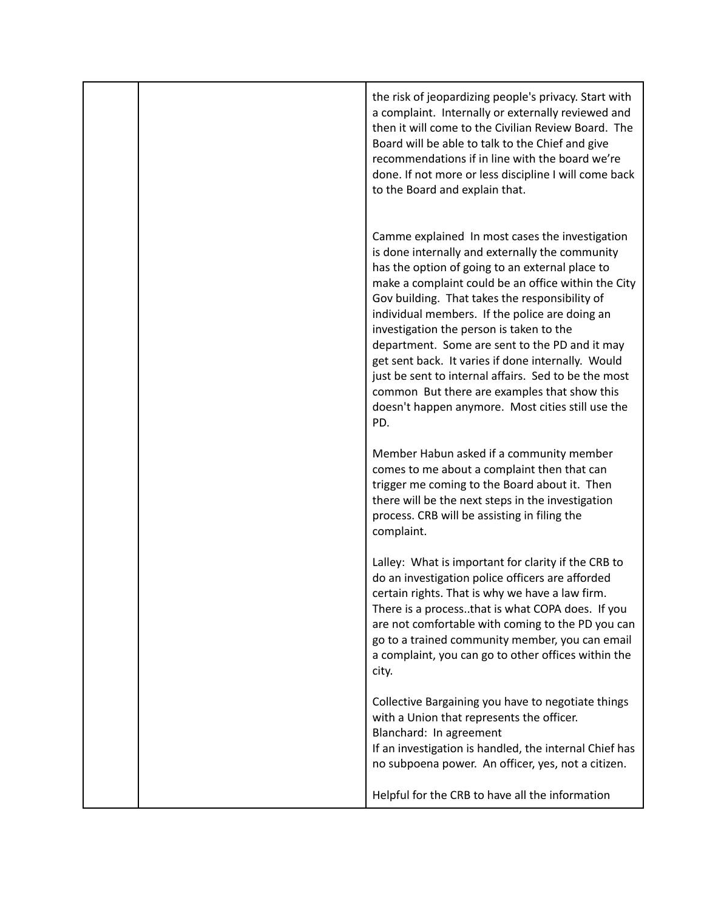| | | |
|---|---|---|
| | | the risk of jeopardizing people's privacy. Start with a complaint. Internally or externally reviewed and then it will come to the Civilian Review Board. The Board will be able to talk to the Chief and give recommendations if in line with the board we're done. If not more or less discipline I will come back to the Board and explain that.<br><br>Camme explained In most cases the investigation is done internally and externally the community has the option of going to an external place to make a complaint could be an office within the City Gov building. That takes the responsibility of individual members. If the police are doing an investigation the person is taken to the department. Some are sent to the PD and it may get sent back. It varies if done internally. Would just be sent to internal affairs. Sed to be the most common But there are examples that show this doesn't happen anymore. Most cities still use the PD.<br><br>Member Habun asked if a community member comes to me about a complaint then that can trigger me coming to the Board about it. Then there will be the next steps in the investigation process. CRB will be assisting in filing the complaint.<br><br>Lalley: What is important for clarity if the CRB to do an investigation police officers are afforded certain rights. That is why we have a law firm. There is a process..that is what COPA does. If you are not comfortable with coming to the PD you can go to a trained community member, you can email a complaint, you can go to other offices within the city.<br><br>Collective Bargaining you have to negotiate things with a Union that represents the officer.<br>Blanchard: In agreement<br>If an investigation is handled, the internal Chief has no subpoena power. An officer, yes, not a citizen.<br><br>Helpful for the CRB to have all the information |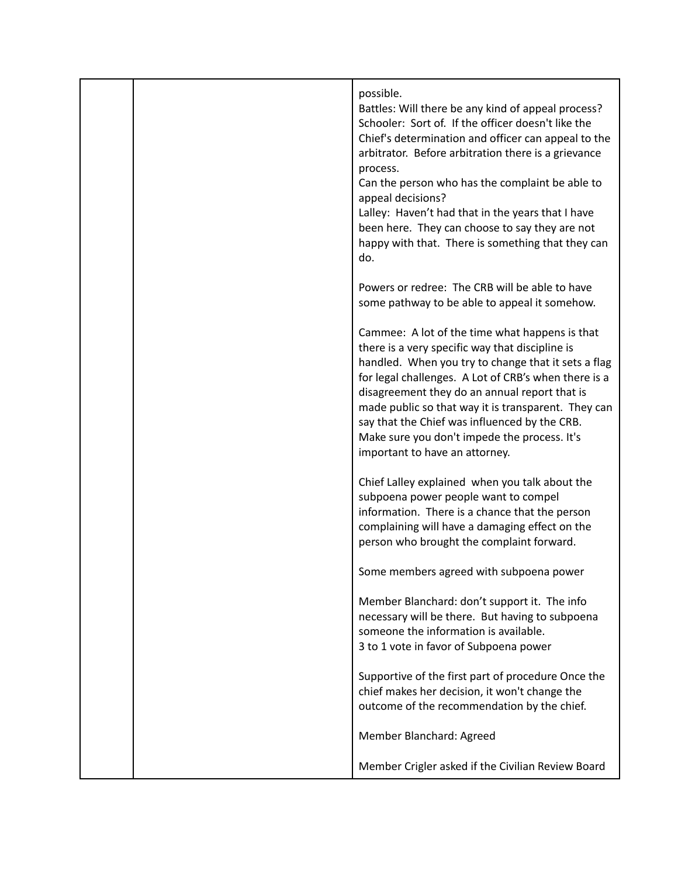| | | |
|---|---|---|
| | | possible.<br>Battles: Will there be any kind of appeal process?<br>Schooler: Sort of. If the officer doesn't like the Chief's determination and officer can appeal to the arbitrator. Before arbitration there is a grievance process.<br>Can the person who has the complaint be able to appeal decisions?<br>Lalley: Haven't had that in the years that I have been here. They can choose to say they are not happy with that. There is something that they can do.<br><br>Powers or redree: The CRB will be able to have some pathway to be able to appeal it somehow.<br><br>Cammee: A lot of the time what happens is that there is a very specific way that discipline is handled. When you try to change that it sets a flag for legal challenges. A Lot of CRB's when there is a disagreement they do an annual report that is made public so that way it is transparent. They can say that the Chief was influenced by the CRB. Make sure you don't impede the process. It's important to have an attorney.<br><br>Chief Lalley explained when you talk about the subpoena power people want to compel information. There is a chance that the person complaining will have a damaging effect on the person who brought the complaint forward.<br><br>Some members agreed with subpoena power<br><br>Member Blanchard: don't support it. The info necessary will be there. But having to subpoena someone the information is available.<br>3 to 1 vote in favor of Subpoena power<br><br>Supportive of the first part of procedure Once the chief makes her decision, it won't change the outcome of the recommendation by the chief.<br><br>Member Blanchard: Agreed<br><br>Member Crigler asked if the Civilian Review Board |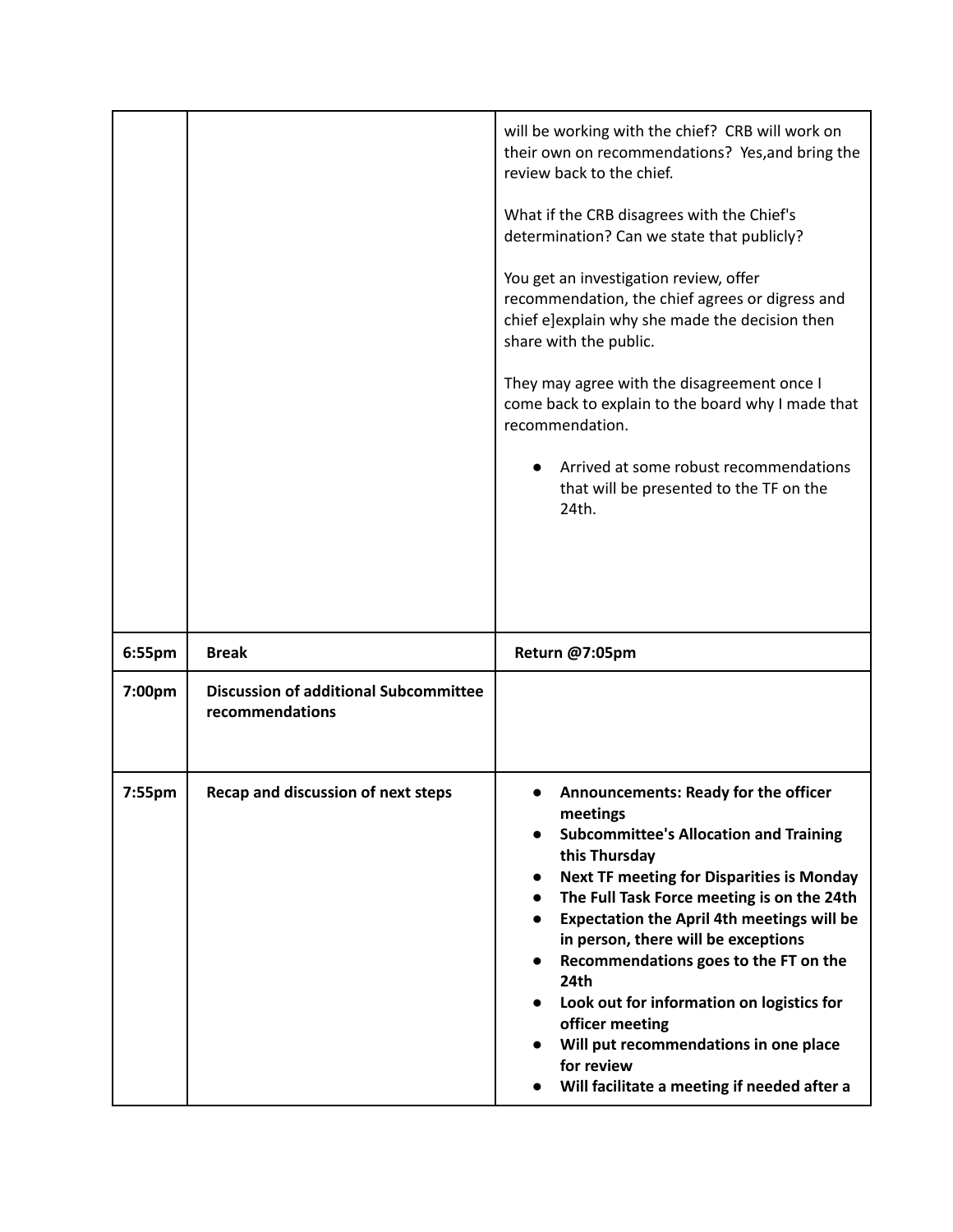| | | |
|---|---|---|
| | | will be working with the chief? CRB will work on their own on recommendations? Yes,and bring the review back to the chief.<br><br>What if the CRB disagrees with the Chief's determination? Can we state that publicly?<br><br>You get an investigation review, offer recommendation, the chief agrees or digress and chief e]explain why she made the decision then share with the public.<br><br>They may agree with the disagreement once I come back to explain to the board why I made that recommendation.<br><br>● Arrived at some robust recommendations that will be presented to the TF on the 24th. |
| **6:55pm** | **Break** | **Return @7:05pm** |
| **7:00pm** | **Discussion of additional Subcommittee recommendations** | |
| **7:55pm** | **Recap and discussion of next steps** | ● **Announcements: Ready for the officer meetings**<br>● **Subcommittee's Allocation and Training this Thursday**<br>● **Next TF meeting for Disparities is Monday**<br>● **The Full Task Force meeting is on the 24th**<br>● **Expectation the April 4th meetings will be in person, there will be exceptions**<br>● **Recommendations goes to the FT on the 24th**<br>● **Look out for information on logistics for officer meeting**<br>● **Will put recommendations in one place for review**<br>● **Will facilitate a meeting if needed after a** |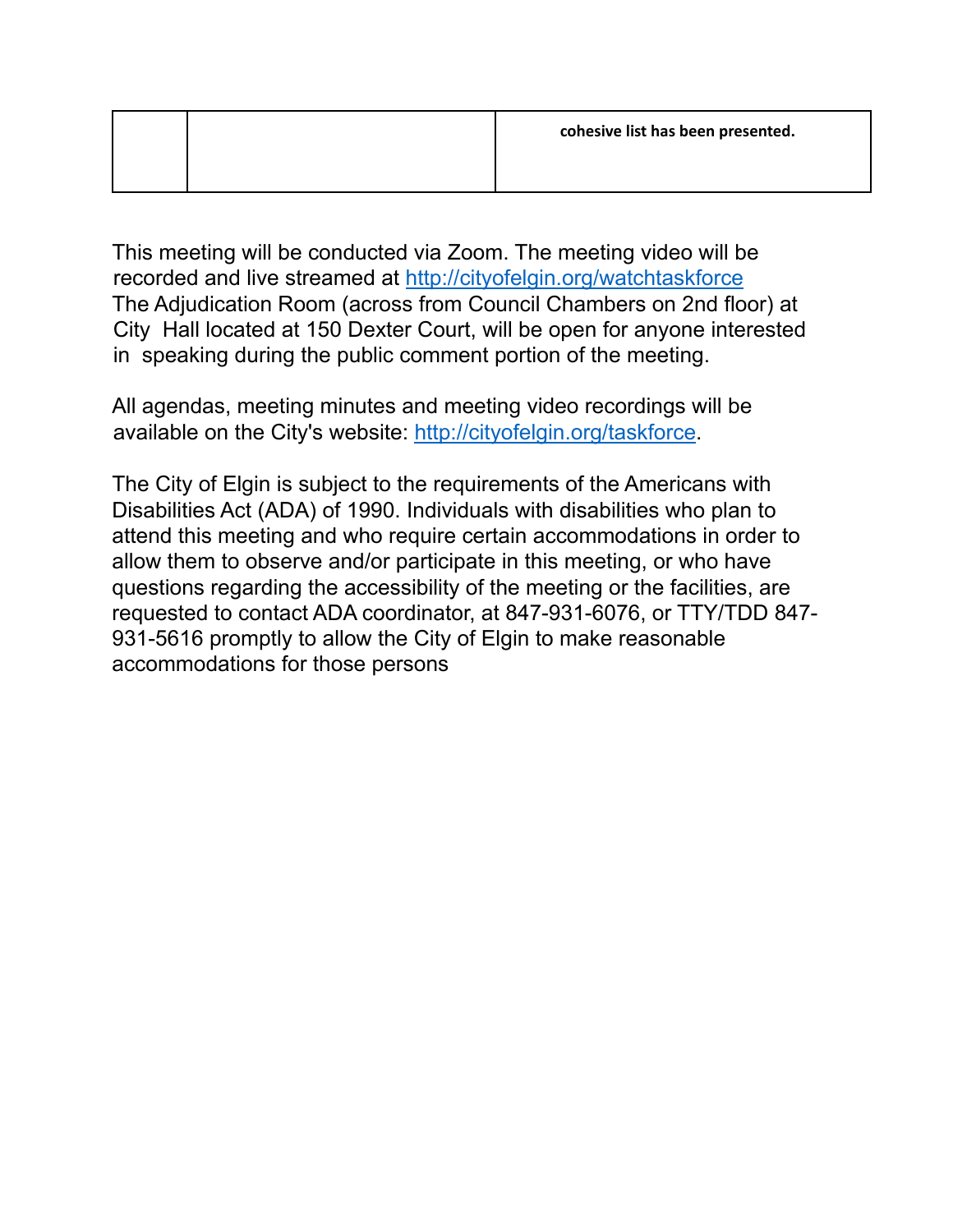| | | |
|---|---|---|
| | | **cohesive list has been presented.** |

This meeting will be conducted via Zoom. The meeting video will be recorded and live streamed at http://cityofelgin.org/watchtaskforce The Adjudication Room (across from Council Chambers on 2nd floor) at City Hall located at 150 Dexter Court, will be open for anyone interested in speaking during the public comment portion of the meeting.

All agendas, meeting minutes and meeting video recordings will be available on the City's website: http://cityofelgin.org/taskforce.

The City of Elgin is subject to the requirements of the Americans with Disabilities Act (ADA) of 1990. Individuals with disabilities who plan to attend this meeting and who require certain accommodations in order to allow them to observe and/or participate in this meeting, or who have questions regarding the accessibility of the meeting or the facilities, are requested to contact ADA coordinator, at 847-931-6076, or TTY/TDD 847-931-5616 promptly to allow the City of Elgin to make reasonable accommodations for those persons